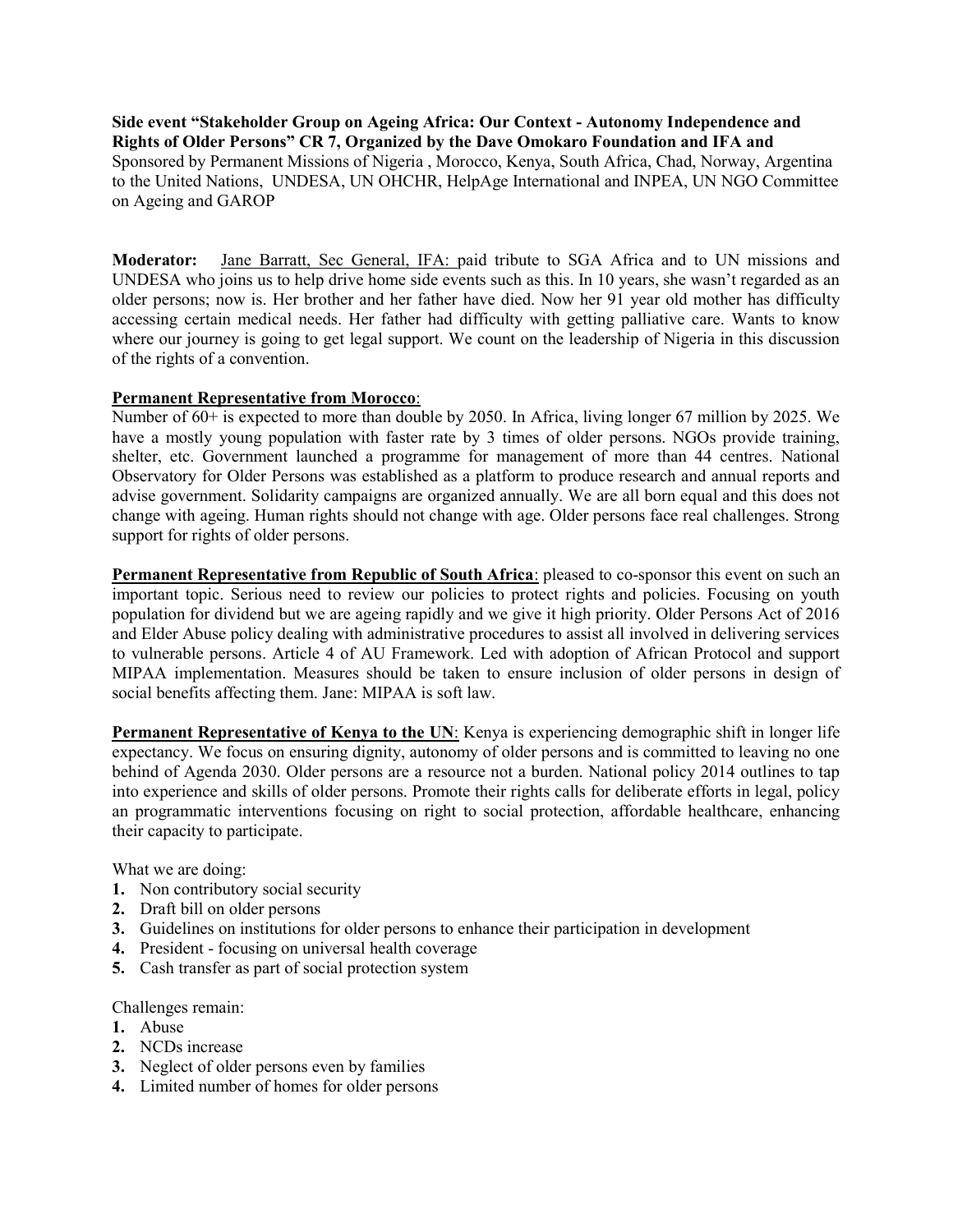**Side event "Stakeholder Group on Ageing Africa: Our Context - Autonomy Independence and Rights of Older Persons" CR 7, Organized by the Dave Omokaro Foundation and IFA and** Sponsored by Permanent Missions of Nigeria , Morocco, Kenya, South Africa, Chad, Norway, Argentina to the United Nations, UNDESA, UN OHCHR, HelpAge International and INPEA, UN NGO Committee on Ageing and GAROP

**Moderator:** Jane Barratt, Sec General, IFA: paid tribute to SGA Africa and to UN missions and UNDESA who joins us to help drive home side events such as this. In 10 years, she wasn't regarded as an older persons; now is. Her brother and her father have died. Now her 91 year old mother has difficulty accessing certain medical needs. Her father had difficulty with getting palliative care. Wants to know where our journey is going to get legal support. We count on the leadership of Nigeria in this discussion of the rights of a convention.

**Permanent Representative from Morocco**:
Number of 60+ is expected to more than double by 2050. In Africa, living longer 67 million by 2025. We have a mostly young population with faster rate by 3 times of older persons. NGOs provide training, shelter, etc. Government launched a programme for management of more than 44 centres. National Observatory for Older Persons was established as a platform to produce research and annual reports and advise government. Solidarity campaigns are organized annually. We are all born equal and this does not change with ageing. Human rights should not change with age. Older persons face real challenges. Strong support for rights of older persons.

**Permanent Representative from Republic of South Africa**: pleased to co-sponsor this event on such an important topic. Serious need to review our policies to protect rights and policies. Focusing on youth population for dividend but we are ageing rapidly and we give it high priority. Older Persons Act of 2016 and Elder Abuse policy dealing with administrative procedures to assist all involved in delivering services to vulnerable persons. Article 4 of AU Framework. Led with adoption of African Protocol and support MIPAA implementation. Measures should be taken to ensure inclusion of older persons in design of social benefits affecting them. Jane: MIPAA is soft law.

**Permanent Representative of Kenya to the UN**: Kenya is experiencing demographic shift in longer life expectancy. We focus on ensuring dignity, autonomy of older persons and is committed to leaving no one behind of Agenda 2030. Older persons are a resource not a burden. National policy 2014 outlines to tap into experience and skills of older persons. Promote their rights calls for deliberate efforts in legal, policy an programmatic interventions focusing on right to social protection, affordable healthcare, enhancing their capacity to participate.

What we are doing:

1. Non contributory social security
2. Draft bill on older persons
3. Guidelines on institutions for older persons to enhance their participation in development
4. President - focusing on universal health coverage
5. Cash transfer as part of social protection system

Challenges remain:

1. Abuse
2. NCDs increase
3. Neglect of older persons even by families
4. Limited number of homes for older persons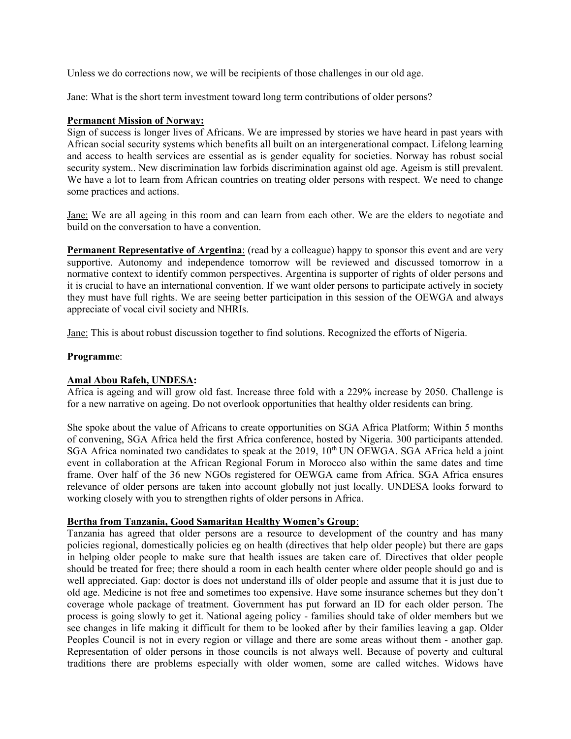Unless we do corrections now, we will be recipients of those challenges in our old age.

Jane: What is the short term investment toward long term contributions of older persons?

**Permanent Mission of Norway:**
Sign of success is longer lives of Africans. We are impressed by stories we have heard in past years with African social security systems which benefits all built on an intergenerational compact. Lifelong learning and access to health services are essential as is gender equality for societies. Norway has robust social security system.. New discrimination law forbids discrimination against old age. Ageism is still prevalent. We have a lot to learn from African countries on treating older persons with respect. We need to change some practices and actions.

Jane: We are all ageing in this room and can learn from each other. We are the elders to negotiate and build on the conversation to have a convention.

**Permanent Representative of Argentina**: (read by a colleague) happy to sponsor this event and are very supportive. Autonomy and independence tomorrow will be reviewed and discussed tomorrow in a normative context to identify common perspectives. Argentina is supporter of rights of older persons and it is crucial to have an international convention. If we want older persons to participate actively in society they must have full rights. We are seeing better participation in this session of the OEWGA and always appreciate of vocal civil society and NHRIs.

Jane: This is about robust discussion together to find solutions. Recognized the efforts of Nigeria.

**Programme**:

**Amal Abou Rafeh, UNDESA:**
Africa is ageing and will grow old fast. Increase three fold with a 229% increase by 2050. Challenge is for a new narrative on ageing. Do not overlook opportunities that healthy older residents can bring.

She spoke about the value of Africans to create opportunities on SGA Africa Platform; Within 5 months of convening, SGA Africa held the first Africa conference, hosted by Nigeria. 300 participants attended. SGA Africa nominated two candidates to speak at the 2019, 10th UN OEWGA. SGA AFrica held a joint event in collaboration at the African Regional Forum in Morocco also within the same dates and time frame. Over half of the 36 new NGOs registered for OEWGA came from Africa. SGA Africa ensures relevance of older persons are taken into account globally not just locally. UNDESA looks forward to working closely with you to strengthen rights of older persons in Africa.

**Bertha from Tanzania, Good Samaritan Healthy Women's Group**:
Tanzania has agreed that older persons are a resource to development of the country and has many policies regional, domestically policies eg on health (directives that help older people) but there are gaps in helping older people to make sure that health issues are taken care of. Directives that older people should be treated for free; there should a room in each health center where older people should go and is well appreciated. Gap: doctor is does not understand ills of older people and assume that it is just due to old age. Medicine is not free and sometimes too expensive. Have some insurance schemes but they don't coverage whole package of treatment. Government has put forward an ID for each older person. The process is going slowly to get it. National ageing policy - families should take of older members but we see changes in life making it difficult for them to be looked after by their families leaving a gap. Older Peoples Council is not in every region or village and there are some areas without them - another gap. Representation of older persons in those councils is not always well. Because of poverty and cultural traditions there are problems especially with older women, some are called witches. Widows have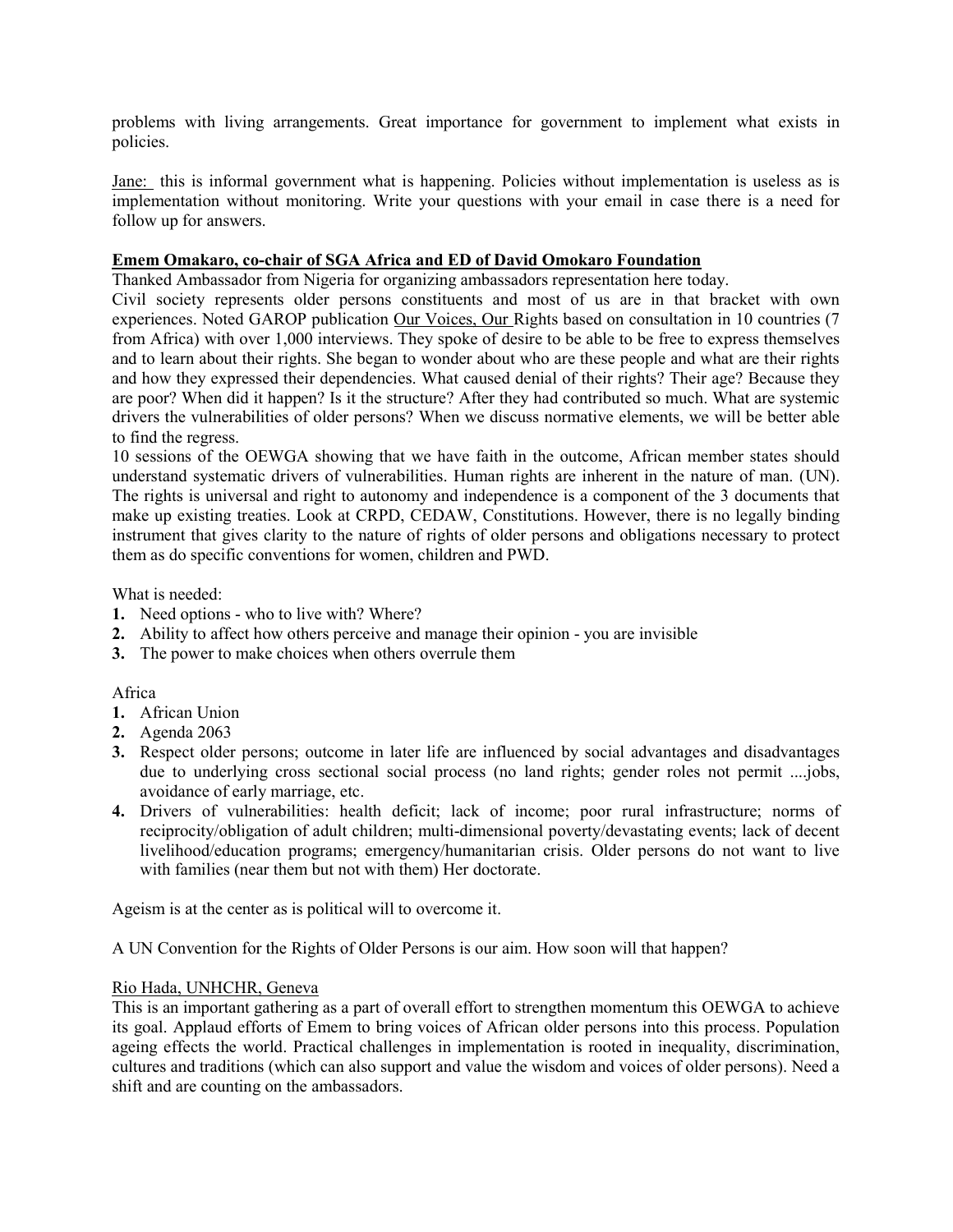problems with living arrangements. Great importance for government to implement what exists in policies.

Jane: this is informal government what is happening. Policies without implementation is useless as is implementation without monitoring. Write your questions with your email in case there is a need for follow up for answers.

**Emem Omakaro, co-chair of SGA Africa and ED of David Omokaro Foundation**

Thanked Ambassador from Nigeria for organizing ambassadors representation here today.

Civil society represents older persons constituents and most of us are in that bracket with own experiences. Noted GAROP publication Our Voices, Our Rights based on consultation in 10 countries (7 from Africa) with over 1,000 interviews. They spoke of desire to be able to be free to express themselves and to learn about their rights. She began to wonder about who are these people and what are their rights and how they expressed their dependencies. What caused denial of their rights? Their age? Because they are poor? When did it happen? Is it the structure? After they had contributed so much. What are systemic drivers the vulnerabilities of older persons? When we discuss normative elements, we will be better able to find the regress.

10 sessions of the OEWGA showing that we have faith in the outcome, African member states should understand systematic drivers of vulnerabilities. Human rights are inherent in the nature of man. (UN). The rights is universal and right to autonomy and independence is a component of the 3 documents that make up existing treaties. Look at CRPD, CEDAW, Constitutions. However, there is no legally binding instrument that gives clarity to the nature of rights of older persons and obligations necessary to protect them as do specific conventions for women, children and PWD.

What is needed:

1. Need options - who to live with? Where?
2. Ability to affect how others perceive and manage their opinion - you are invisible
3. The power to make choices when others overrule them

Africa

1. African Union
2. Agenda 2063
3. Respect older persons; outcome in later life are influenced by social advantages and disadvantages due to underlying cross sectional social process (no land rights; gender roles not permit ....jobs, avoidance of early marriage, etc.
4. Drivers of vulnerabilities: health deficit; lack of income; poor rural infrastructure; norms of reciprocity/obligation of adult children; multi-dimensional poverty/devastating events; lack of decent livelihood/education programs; emergency/humanitarian crisis. Older persons do not want to live with families (near them but not with them) Her doctorate.

Ageism is at the center as is political will to overcome it.

A UN Convention for the Rights of Older Persons is our aim. How soon will that happen?

Rio Hada, UNHCHR, Geneva

This is an important gathering as a part of overall effort to strengthen momentum this OEWGA to achieve its goal. Applaud efforts of Emem to bring voices of African older persons into this process. Population ageing effects the world. Practical challenges in implementation is rooted in inequality, discrimination, cultures and traditions (which can also support and value the wisdom and voices of older persons). Need a shift and are counting on the ambassadors.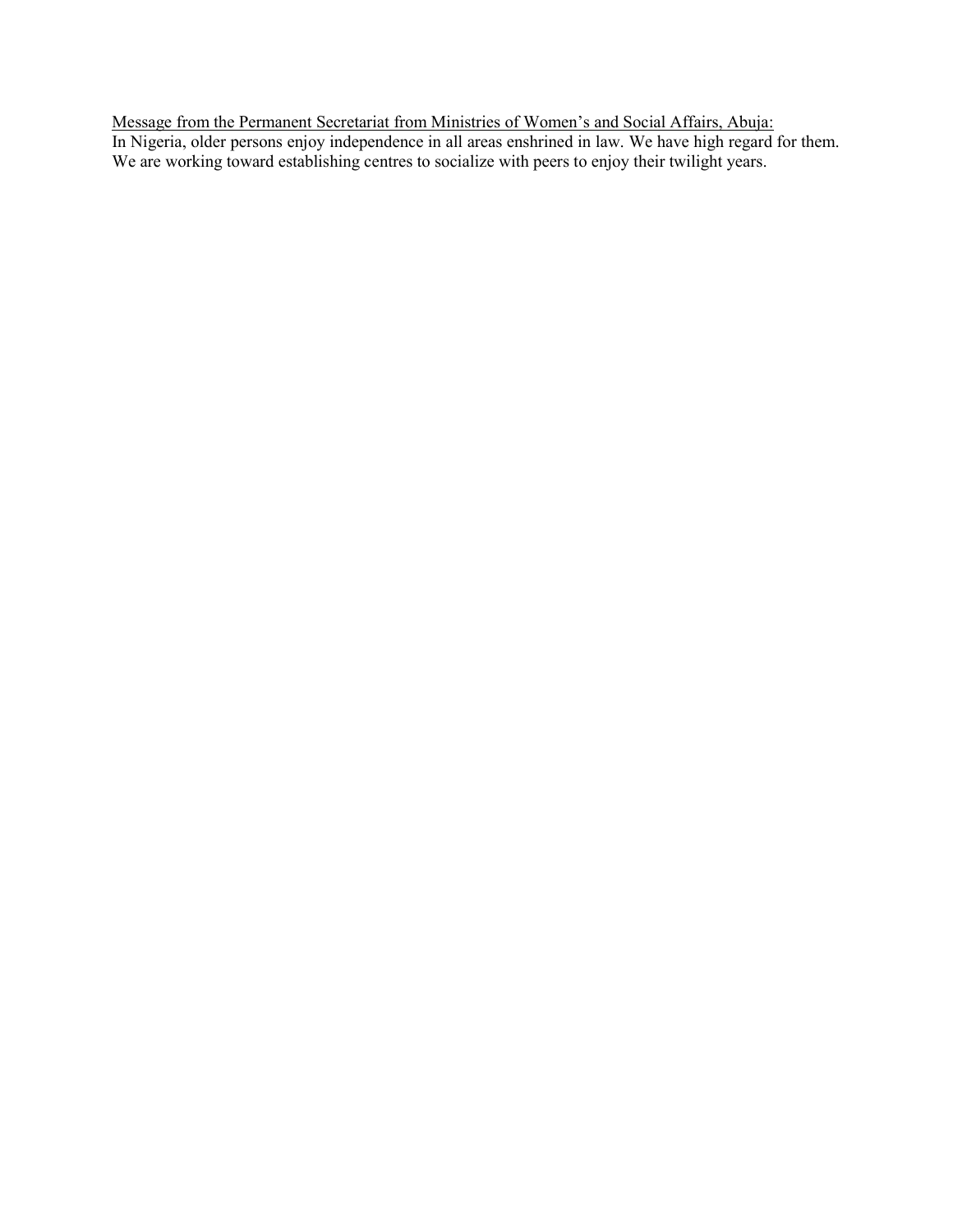<u>Message from the Permanent Secretariat from Ministries of Women's and Social Affairs, Abuja:</u>

In Nigeria, older persons enjoy independence in all areas enshrined in law. We have high regard for them. We are working toward establishing centres to socialize with peers to enjoy their twilight years.